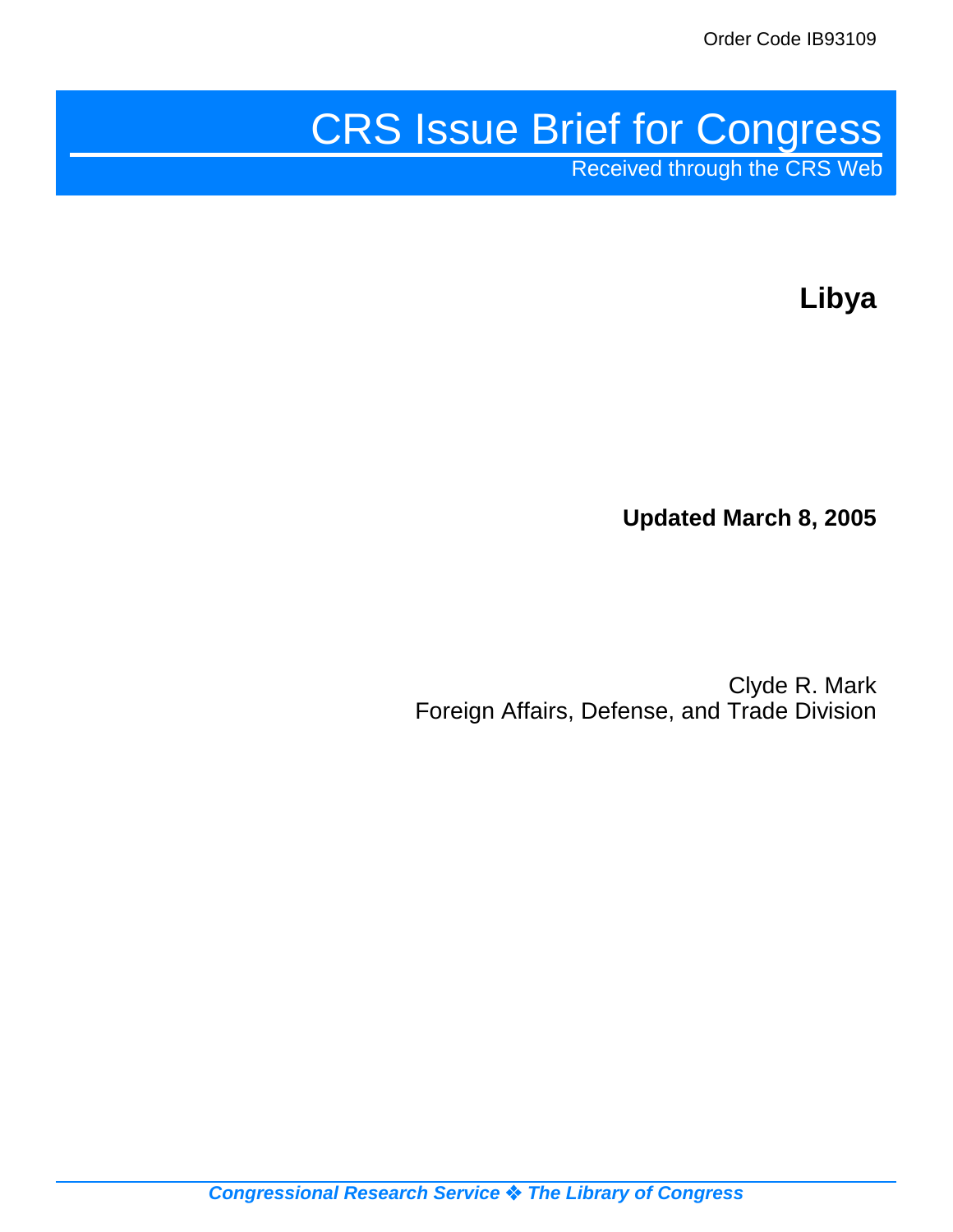Order Code IB93109

# CRS Issue Brief for Congress

Received through the CRS Web

## Libya

**Updated March 8, 2005**

Clyde R. Mark
Foreign Affairs, Defense, and Trade Division

*Congressional Research Service ❖ The Library of Congress*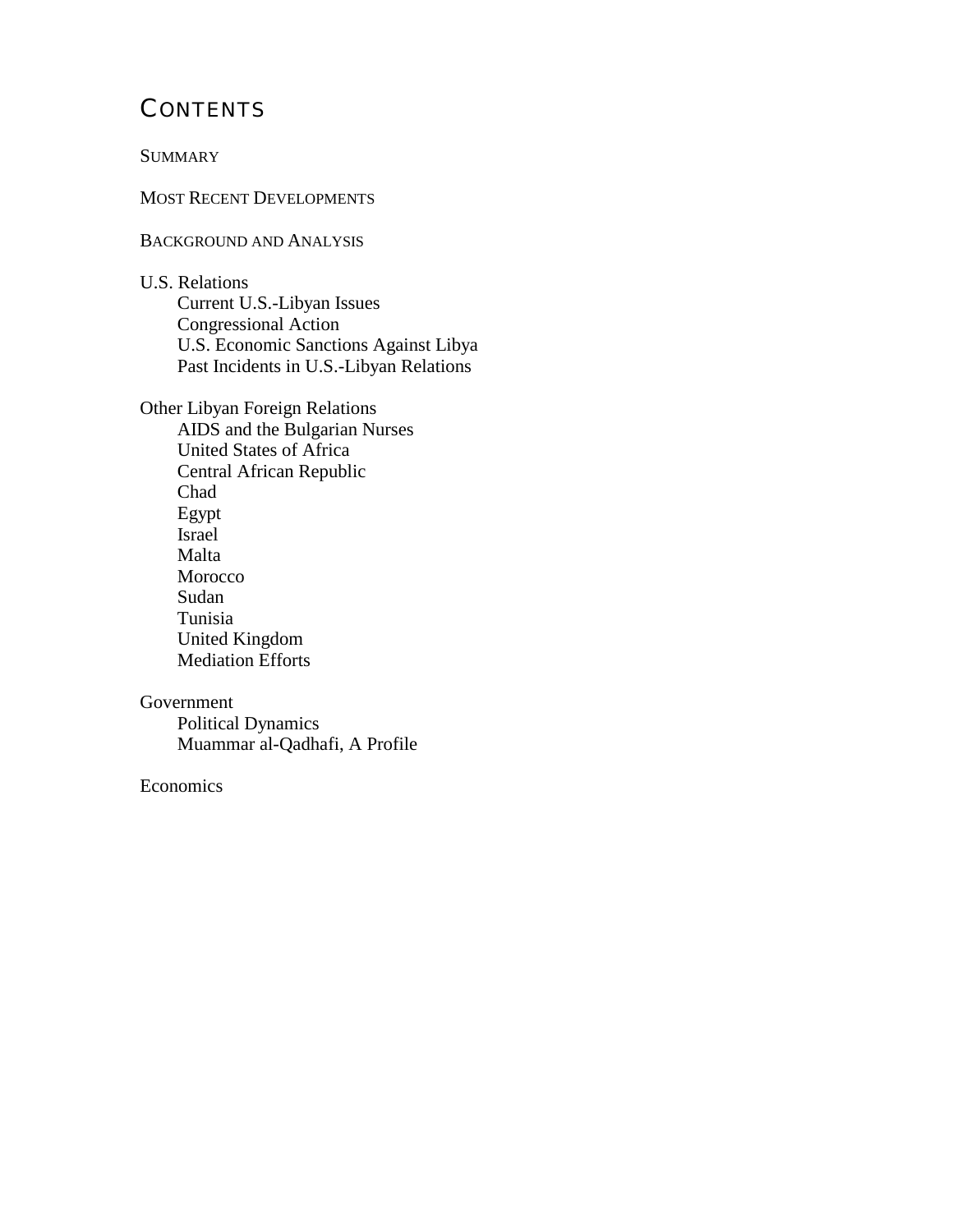# CONTENTS

SUMMARY

MOST RECENT DEVELOPMENTS

BACKGROUND AND ANALYSIS

U.S. Relations
- Current U.S.-Libyan Issues
- Congressional Action
- U.S. Economic Sanctions Against Libya
- Past Incidents in U.S.-Libyan Relations

Other Libyan Foreign Relations
- AIDS and the Bulgarian Nurses
- United States of Africa
- Central African Republic
- Chad
- Egypt
- Israel
- Malta
- Morocco
- Sudan
- Tunisia
- United Kingdom
- Mediation Efforts

Government
- Political Dynamics
- Muammar al-Qadhafi, A Profile

Economics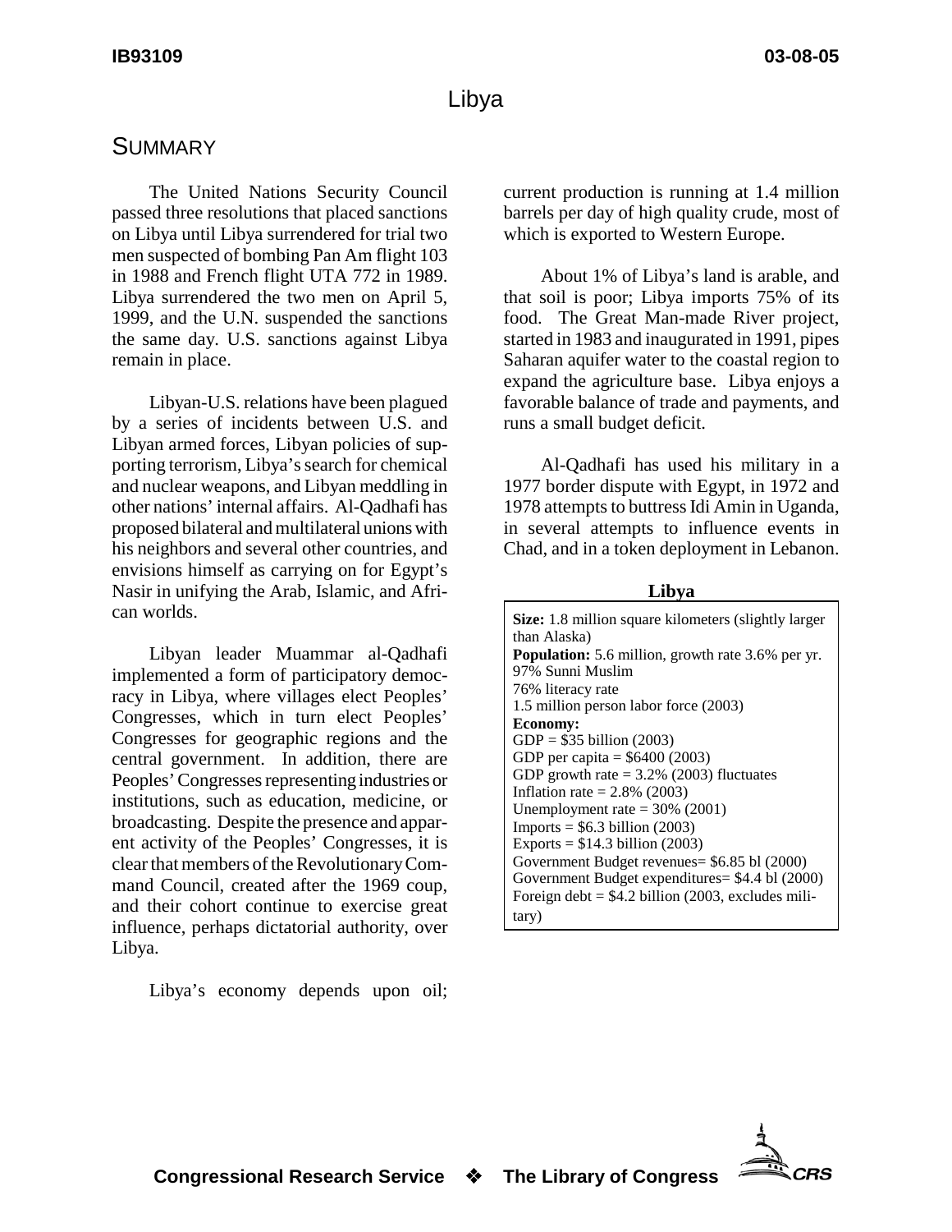# Libya

## Summary

The United Nations Security Council passed three resolutions that placed sanctions on Libya until Libya surrendered for trial two men suspected of bombing Pan Am flight 103 in 1988 and French flight UTA 772 in 1989. Libya surrendered the two men on April 5, 1999, and the U.N. suspended the sanctions the same day. U.S. sanctions against Libya remain in place.

Libyan-U.S. relations have been plagued by a series of incidents between U.S. and Libyan armed forces, Libyan policies of supporting terrorism, Libya's search for chemical and nuclear weapons, and Libyan meddling in other nations' internal affairs. Al-Qadhafi has proposed bilateral and multilateral unions with his neighbors and several other countries, and envisions himself as carrying on for Egypt's Nasir in unifying the Arab, Islamic, and African worlds.

Libyan leader Muammar al-Qadhafi implemented a form of participatory democracy in Libya, where villages elect Peoples' Congresses, which in turn elect Peoples' Congresses for geographic regions and the central government. In addition, there are Peoples' Congresses representing industries or institutions, such as education, medicine, or broadcasting. Despite the presence and apparent activity of the Peoples' Congresses, it is clear that members of the Revolutionary Command Council, created after the 1969 coup, and their cohort continue to exercise great influence, perhaps dictatorial authority, over Libya.

Libya's economy depends upon oil; current production is running at 1.4 million barrels per day of high quality crude, most of which is exported to Western Europe.

About 1% of Libya's land is arable, and that soil is poor; Libya imports 75% of its food. The Great Man-made River project, started in 1983 and inaugurated in 1991, pipes Saharan aquifer water to the coastal region to expand the agriculture base. Libya enjoys a favorable balance of trade and payments, and runs a small budget deficit.

Al-Qadhafi has used his military in a 1977 border dispute with Egypt, in 1972 and 1978 attempts to buttress Idi Amin in Uganda, in several attempts to influence events in Chad, and in a token deployment in Lebanon.

**Libya**

**Size:** 1.8 million square kilometers (slightly larger than Alaska)
**Population:** 5.6 million, growth rate 3.6% per yr.
97% Sunni Muslim
76% literacy rate
1.5 million person labor force (2003)
**Economy:**
GDP = $35 billion (2003)
GDP per capita = $6400 (2003)
GDP growth rate = 3.2% (2003) fluctuates
Inflation rate = 2.8% (2003)
Unemployment rate = 30% (2001)
Imports = $6.3 billion (2003)
Exports = $14.3 billion (2003)
Government Budget revenues= $6.85 bl (2000)
Government Budget expenditures= $4.4 bl (2000)
Foreign debt = $4.2 billion (2003, excludes military)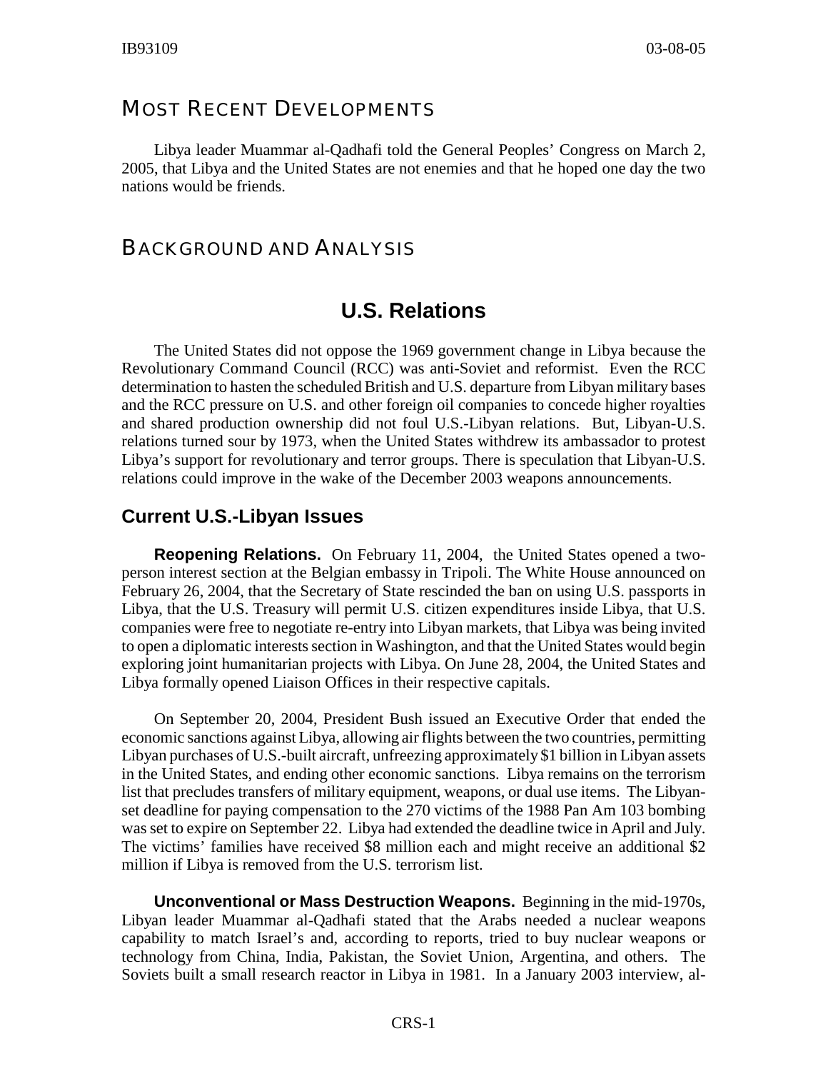## Most Recent Developments

Libya leader Muammar al-Qadhafi told the General Peoples' Congress on March 2, 2005, that Libya and the United States are not enemies and that he hoped one day the two nations would be friends.

## Background and Analysis

# U.S. Relations

The United States did not oppose the 1969 government change in Libya because the Revolutionary Command Council (RCC) was anti-Soviet and reformist. Even the RCC determination to hasten the scheduled British and U.S. departure from Libyan military bases and the RCC pressure on U.S. and other foreign oil companies to concede higher royalties and shared production ownership did not foul U.S.-Libyan relations. But, Libyan-U.S. relations turned sour by 1973, when the United States withdrew its ambassador to protest Libya's support for revolutionary and terror groups. There is speculation that Libyan-U.S. relations could improve in the wake of the December 2003 weapons announcements.

### Current U.S.-Libyan Issues

**Reopening Relations.** On February 11, 2004, the United States opened a two-person interest section at the Belgian embassy in Tripoli. The White House announced on February 26, 2004, that the Secretary of State rescinded the ban on using U.S. passports in Libya, that the U.S. Treasury will permit U.S. citizen expenditures inside Libya, that U.S. companies were free to negotiate re-entry into Libyan markets, that Libya was being invited to open a diplomatic interests section in Washington, and that the United States would begin exploring joint humanitarian projects with Libya. On June 28, 2004, the United States and Libya formally opened Liaison Offices in their respective capitals.

On September 20, 2004, President Bush issued an Executive Order that ended the economic sanctions against Libya, allowing air flights between the two countries, permitting Libyan purchases of U.S.-built aircraft, unfreezing approximately $1 billion in Libyan assets in the United States, and ending other economic sanctions. Libya remains on the terrorism list that precludes transfers of military equipment, weapons, or dual use items. The Libyan-set deadline for paying compensation to the 270 victims of the 1988 Pan Am 103 bombing was set to expire on September 22. Libya had extended the deadline twice in April and July. The victims' families have received $8 million each and might receive an additional $2 million if Libya is removed from the U.S. terrorism list.

**Unconventional or Mass Destruction Weapons.** Beginning in the mid-1970s, Libyan leader Muammar al-Qadhafi stated that the Arabs needed a nuclear weapons capability to match Israel's and, according to reports, tried to buy nuclear weapons or technology from China, India, Pakistan, the Soviet Union, Argentina, and others. The Soviets built a small research reactor in Libya in 1981. In a January 2003 interview, al-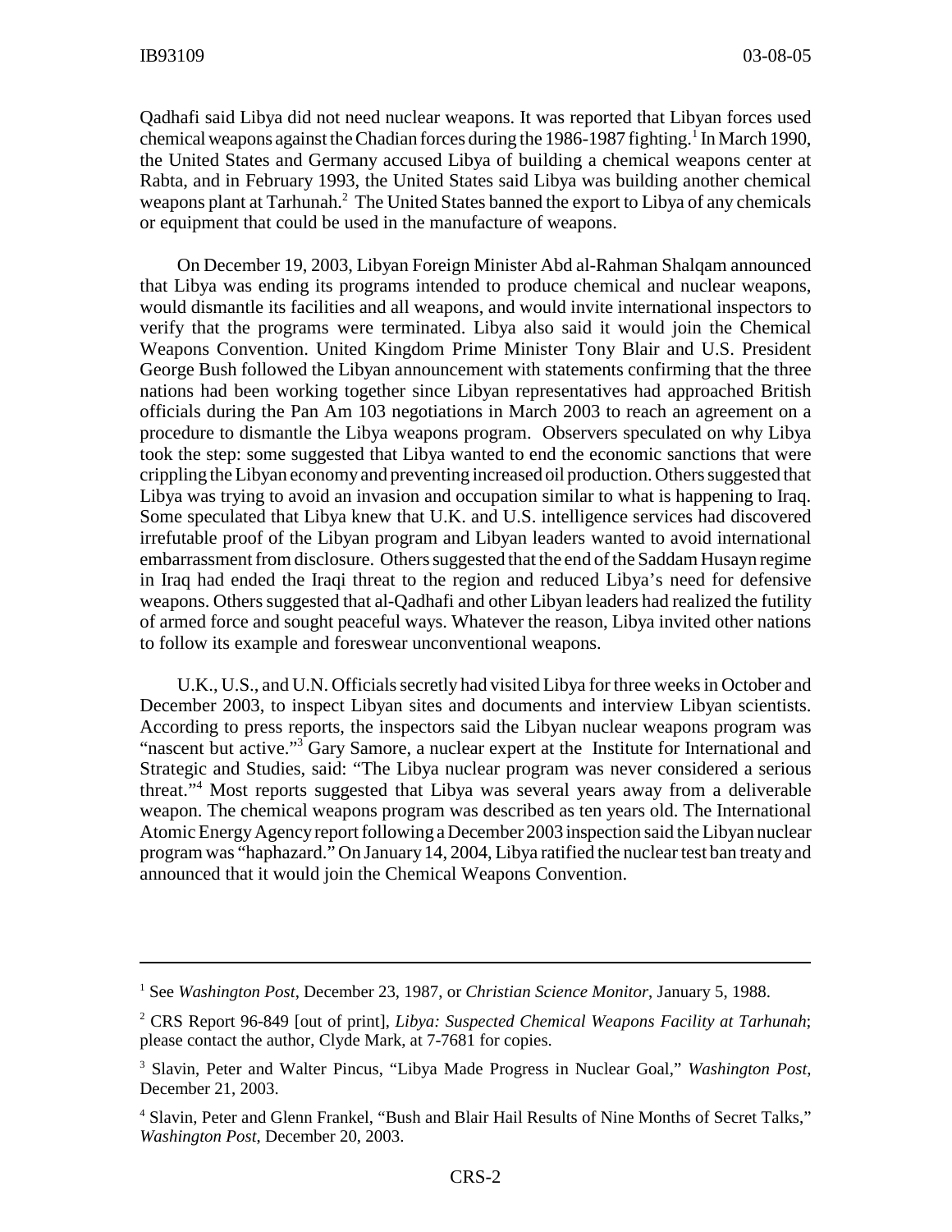Qadhafi said Libya did not need nuclear weapons. It was reported that Libyan forces used chemical weapons against the Chadian forces during the 1986-1987 fighting.[1] In March 1990, the United States and Germany accused Libya of building a chemical weapons center at Rabta, and in February 1993, the United States said Libya was building another chemical weapons plant at Tarhunah.[2] The United States banned the export to Libya of any chemicals or equipment that could be used in the manufacture of weapons.

On December 19, 2003, Libyan Foreign Minister Abd al-Rahman Shalqam announced that Libya was ending its programs intended to produce chemical and nuclear weapons, would dismantle its facilities and all weapons, and would invite international inspectors to verify that the programs were terminated. Libya also said it would join the Chemical Weapons Convention. United Kingdom Prime Minister Tony Blair and U.S. President George Bush followed the Libyan announcement with statements confirming that the three nations had been working together since Libyan representatives had approached British officials during the Pan Am 103 negotiations in March 2003 to reach an agreement on a procedure to dismantle the Libya weapons program. Observers speculated on why Libya took the step: some suggested that Libya wanted to end the economic sanctions that were crippling the Libyan economy and preventing increased oil production. Others suggested that Libya was trying to avoid an invasion and occupation similar to what is happening to Iraq. Some speculated that Libya knew that U.K. and U.S. intelligence services had discovered irrefutable proof of the Libyan program and Libyan leaders wanted to avoid international embarrassment from disclosure. Others suggested that the end of the Saddam Husayn regime in Iraq had ended the Iraqi threat to the region and reduced Libya's need for defensive weapons. Others suggested that al-Qadhafi and other Libyan leaders had realized the futility of armed force and sought peaceful ways. Whatever the reason, Libya invited other nations to follow its example and foreswear unconventional weapons.

U.K., U.S., and U.N. Officials secretly had visited Libya for three weeks in October and December 2003, to inspect Libyan sites and documents and interview Libyan scientists. According to press reports, the inspectors said the Libyan nuclear weapons program was "nascent but active."[3] Gary Samore, a nuclear expert at the Institute for International and Strategic and Studies, said: "The Libya nuclear program was never considered a serious threat."[4] Most reports suggested that Libya was several years away from a deliverable weapon. The chemical weapons program was described as ten years old. The International Atomic Energy Agency report following a December 2003 inspection said the Libyan nuclear program was "haphazard." On January 14, 2004, Libya ratified the nuclear test ban treaty and announced that it would join the Chemical Weapons Convention.

---

[1] See *Washington Post*, December 23, 1987, or *Christian Science Monitor*, January 5, 1988.

[2] CRS Report 96-849 [out of print], *Libya: Suspected Chemical Weapons Facility at Tarhunah*; please contact the author, Clyde Mark, at 7-7681 for copies.

[3] Slavin, Peter and Walter Pincus, "Libya Made Progress in Nuclear Goal," *Washington Post*, December 21, 2003.

[4] Slavin, Peter and Glenn Frankel, "Bush and Blair Hail Results of Nine Months of Secret Talks," *Washington Post*, December 20, 2003.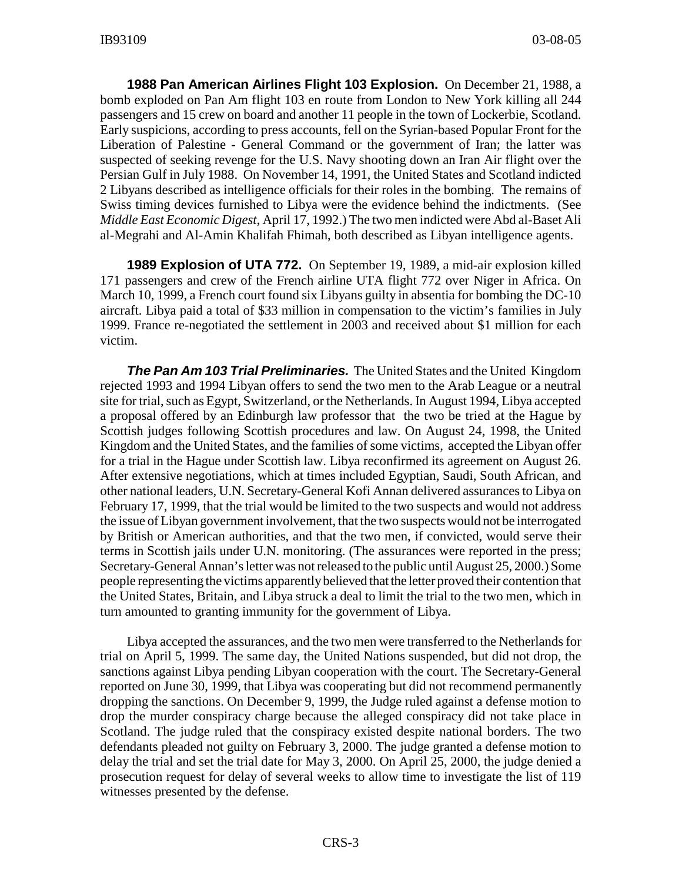**1988 Pan American Airlines Flight 103 Explosion.** On December 21, 1988, a bomb exploded on Pan Am flight 103 en route from London to New York killing all 244 passengers and 15 crew on board and another 11 people in the town of Lockerbie, Scotland. Early suspicions, according to press accounts, fell on the Syrian-based Popular Front for the Liberation of Palestine - General Command or the government of Iran; the latter was suspected of seeking revenge for the U.S. Navy shooting down an Iran Air flight over the Persian Gulf in July 1988. On November 14, 1991, the United States and Scotland indicted 2 Libyans described as intelligence officials for their roles in the bombing. The remains of Swiss timing devices furnished to Libya were the evidence behind the indictments. (See *Middle East Economic Digest*, April 17, 1992.) The two men indicted were Abd al-Baset Ali al-Megrahi and Al-Amin Khalifah Fhimah, both described as Libyan intelligence agents.

**1989 Explosion of UTA 772.** On September 19, 1989, a mid-air explosion killed 171 passengers and crew of the French airline UTA flight 772 over Niger in Africa. On March 10, 1999, a French court found six Libyans guilty in absentia for bombing the DC-10 aircraft. Libya paid a total of $33 million in compensation to the victim's families in July 1999. France re-negotiated the settlement in 2003 and received about $1 million for each victim.

***The Pan Am 103 Trial Preliminaries.*** The United States and the United Kingdom rejected 1993 and 1994 Libyan offers to send the two men to the Arab League or a neutral site for trial, such as Egypt, Switzerland, or the Netherlands. In August 1994, Libya accepted a proposal offered by an Edinburgh law professor that the two be tried at the Hague by Scottish judges following Scottish procedures and law. On August 24, 1998, the United Kingdom and the United States, and the families of some victims, accepted the Libyan offer for a trial in the Hague under Scottish law. Libya reconfirmed its agreement on August 26. After extensive negotiations, which at times included Egyptian, Saudi, South African, and other national leaders, U.N. Secretary-General Kofi Annan delivered assurances to Libya on February 17, 1999, that the trial would be limited to the two suspects and would not address the issue of Libyan government involvement, that the two suspects would not be interrogated by British or American authorities, and that the two men, if convicted, would serve their terms in Scottish jails under U.N. monitoring. (The assurances were reported in the press; Secretary-General Annan's letter was not released to the public until August 25, 2000.) Some people representing the victims apparently believed that the letter proved their contention that the United States, Britain, and Libya struck a deal to limit the trial to the two men, which in turn amounted to granting immunity for the government of Libya.

Libya accepted the assurances, and the two men were transferred to the Netherlands for trial on April 5, 1999. The same day, the United Nations suspended, but did not drop, the sanctions against Libya pending Libyan cooperation with the court. The Secretary-General reported on June 30, 1999, that Libya was cooperating but did not recommend permanently dropping the sanctions. On December 9, 1999, the Judge ruled against a defense motion to drop the murder conspiracy charge because the alleged conspiracy did not take place in Scotland. The judge ruled that the conspiracy existed despite national borders. The two defendants pleaded not guilty on February 3, 2000. The judge granted a defense motion to delay the trial and set the trial date for May 3, 2000. On April 25, 2000, the judge denied a prosecution request for delay of several weeks to allow time to investigate the list of 119 witnesses presented by the defense.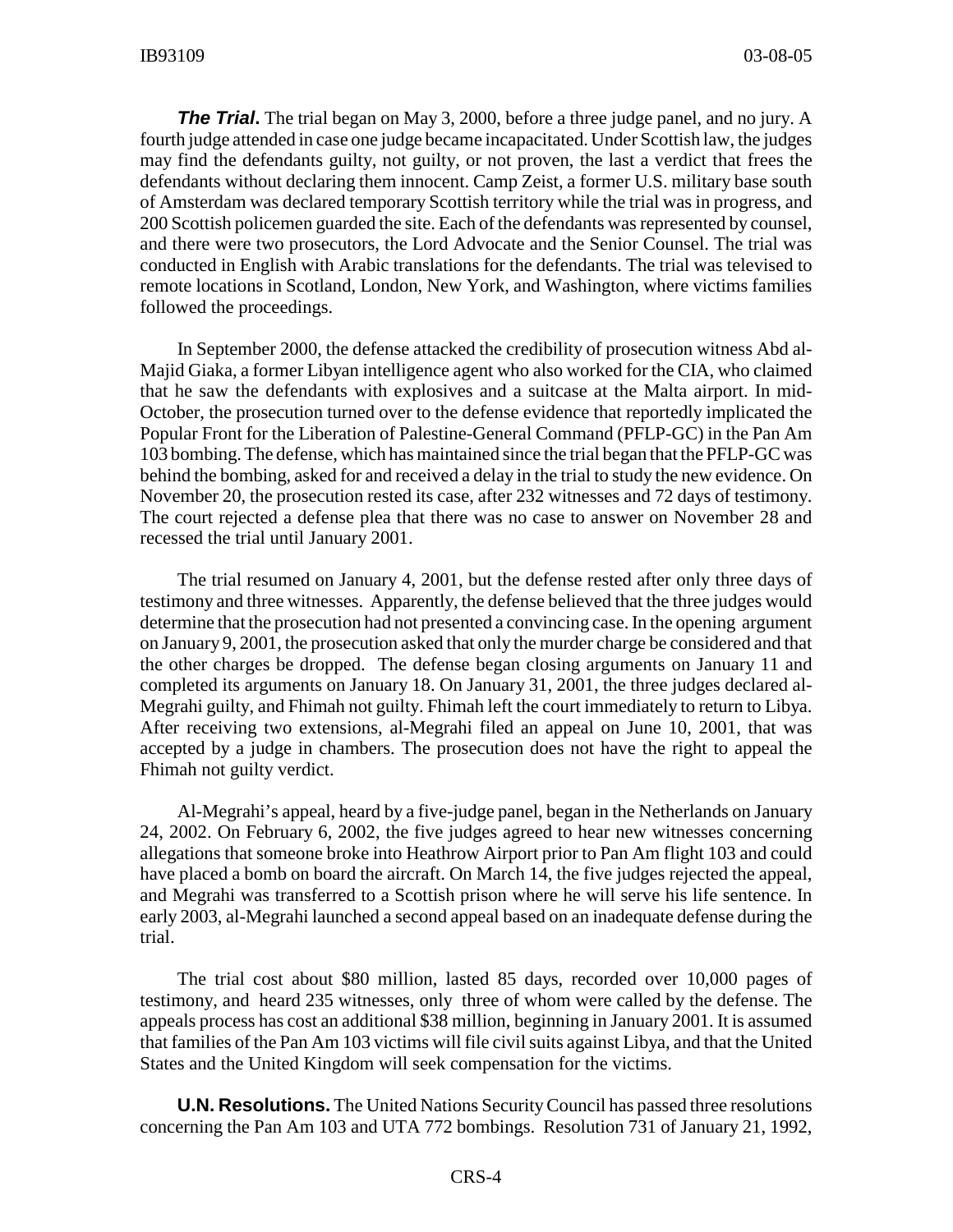***The Trial***. The trial began on May 3, 2000, before a three judge panel, and no jury. A fourth judge attended in case one judge became incapacitated. Under Scottish law, the judges may find the defendants guilty, not guilty, or not proven, the last a verdict that frees the defendants without declaring them innocent. Camp Zeist, a former U.S. military base south of Amsterdam was declared temporary Scottish territory while the trial was in progress, and 200 Scottish policemen guarded the site. Each of the defendants was represented by counsel, and there were two prosecutors, the Lord Advocate and the Senior Counsel. The trial was conducted in English with Arabic translations for the defendants. The trial was televised to remote locations in Scotland, London, New York, and Washington, where victims families followed the proceedings.

In September 2000, the defense attacked the credibility of prosecution witness Abd al-Majid Giaka, a former Libyan intelligence agent who also worked for the CIA, who claimed that he saw the defendants with explosives and a suitcase at the Malta airport. In mid-October, the prosecution turned over to the defense evidence that reportedly implicated the Popular Front for the Liberation of Palestine-General Command (PFLP-GC) in the Pan Am 103 bombing. The defense, which has maintained since the trial began that the PFLP-GC was behind the bombing, asked for and received a delay in the trial to study the new evidence. On November 20, the prosecution rested its case, after 232 witnesses and 72 days of testimony. The court rejected a defense plea that there was no case to answer on November 28 and recessed the trial until January 2001.

The trial resumed on January 4, 2001, but the defense rested after only three days of testimony and three witnesses. Apparently, the defense believed that the three judges would determine that the prosecution had not presented a convincing case. In the opening argument on January 9, 2001, the prosecution asked that only the murder charge be considered and that the other charges be dropped. The defense began closing arguments on January 11 and completed its arguments on January 18. On January 31, 2001, the three judges declared al-Megrahi guilty, and Fhimah not guilty. Fhimah left the court immediately to return to Libya. After receiving two extensions, al-Megrahi filed an appeal on June 10, 2001, that was accepted by a judge in chambers. The prosecution does not have the right to appeal the Fhimah not guilty verdict.

Al-Megrahi's appeal, heard by a five-judge panel, began in the Netherlands on January 24, 2002. On February 6, 2002, the five judges agreed to hear new witnesses concerning allegations that someone broke into Heathrow Airport prior to Pan Am flight 103 and could have placed a bomb on board the aircraft. On March 14, the five judges rejected the appeal, and Megrahi was transferred to a Scottish prison where he will serve his life sentence. In early 2003, al-Megrahi launched a second appeal based on an inadequate defense during the trial.

The trial cost about $80 million, lasted 85 days, recorded over 10,000 pages of testimony, and heard 235 witnesses, only three of whom were called by the defense. The appeals process has cost an additional $38 million, beginning in January 2001. It is assumed that families of the Pan Am 103 victims will file civil suits against Libya, and that the United States and the United Kingdom will seek compensation for the victims.

**U.N. Resolutions.** The United Nations Security Council has passed three resolutions concerning the Pan Am 103 and UTA 772 bombings. Resolution 731 of January 21, 1992,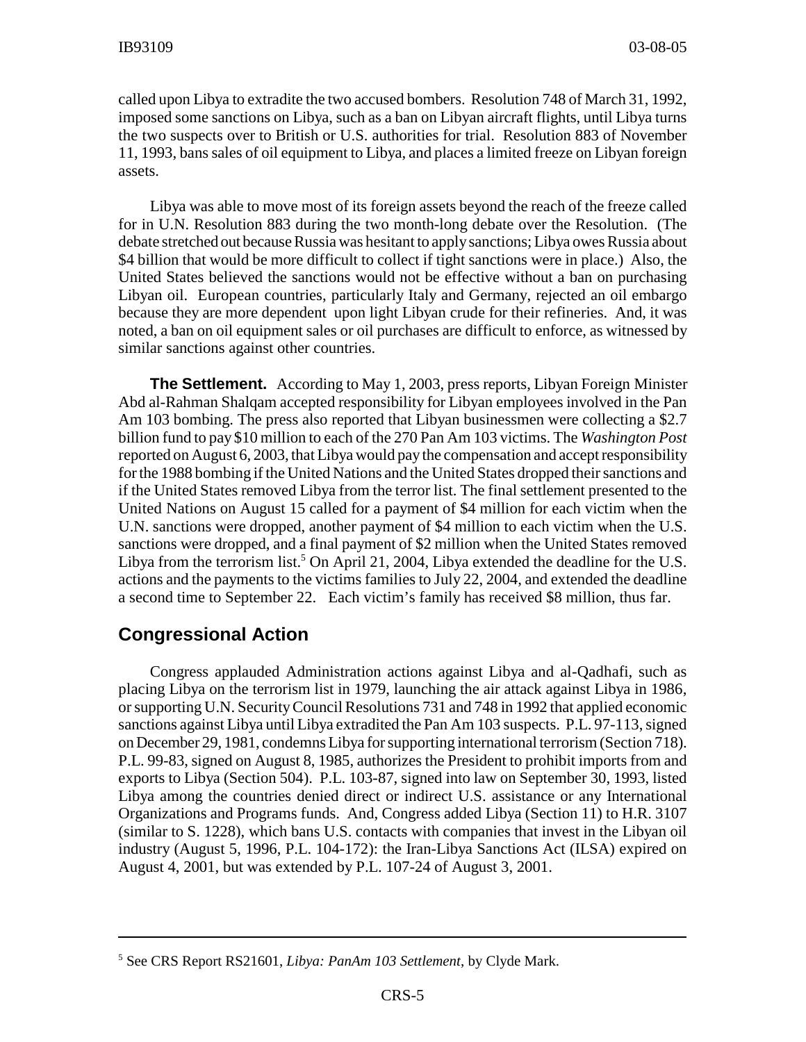called upon Libya to extradite the two accused bombers. Resolution 748 of March 31, 1992, imposed some sanctions on Libya, such as a ban on Libyan aircraft flights, until Libya turns the two suspects over to British or U.S. authorities for trial. Resolution 883 of November 11, 1993, bans sales of oil equipment to Libya, and places a limited freeze on Libyan foreign assets.

Libya was able to move most of its foreign assets beyond the reach of the freeze called for in U.N. Resolution 883 during the two month-long debate over the Resolution. (The debate stretched out because Russia was hesitant to apply sanctions; Libya owes Russia about $4 billion that would be more difficult to collect if tight sanctions were in place.) Also, the United States believed the sanctions would not be effective without a ban on purchasing Libyan oil. European countries, particularly Italy and Germany, rejected an oil embargo because they are more dependent upon light Libyan crude for their refineries. And, it was noted, a ban on oil equipment sales or oil purchases are difficult to enforce, as witnessed by similar sanctions against other countries.

**The Settlement.** According to May 1, 2003, press reports, Libyan Foreign Minister Abd al-Rahman Shalqam accepted responsibility for Libyan employees involved in the Pan Am 103 bombing. The press also reported that Libyan businessmen were collecting a $2.7 billion fund to pay $10 million to each of the 270 Pan Am 103 victims. The *Washington Post* reported on August 6, 2003, that Libya would pay the compensation and accept responsibility for the 1988 bombing if the United Nations and the United States dropped their sanctions and if the United States removed Libya from the terror list. The final settlement presented to the United Nations on August 15 called for a payment of $4 million for each victim when the U.N. sanctions were dropped, another payment of $4 million to each victim when the U.S. sanctions were dropped, and a final payment of $2 million when the United States removed Libya from the terrorism list.[5] On April 21, 2004, Libya extended the deadline for the U.S. actions and the payments to the victims families to July 22, 2004, and extended the deadline a second time to September 22. Each victim's family has received $8 million, thus far.

## Congressional Action

Congress applauded Administration actions against Libya and al-Qadhafi, such as placing Libya on the terrorism list in 1979, launching the air attack against Libya in 1986, or supporting U.N. Security Council Resolutions 731 and 748 in 1992 that applied economic sanctions against Libya until Libya extradited the Pan Am 103 suspects. P.L. 97-113, signed on December 29, 1981, condemns Libya for supporting international terrorism (Section 718). P.L. 99-83, signed on August 8, 1985, authorizes the President to prohibit imports from and exports to Libya (Section 504). P.L. 103-87, signed into law on September 30, 1993, listed Libya among the countries denied direct or indirect U.S. assistance or any International Organizations and Programs funds. And, Congress added Libya (Section 11) to H.R. 3107 (similar to S. 1228), which bans U.S. contacts with companies that invest in the Libyan oil industry (August 5, 1996, P.L. 104-172): the Iran-Libya Sanctions Act (ILSA) expired on August 4, 2001, but was extended by P.L. 107-24 of August 3, 2001.

---

[5] See CRS Report RS21601, *Libya: PanAm 103 Settlement*, by Clyde Mark.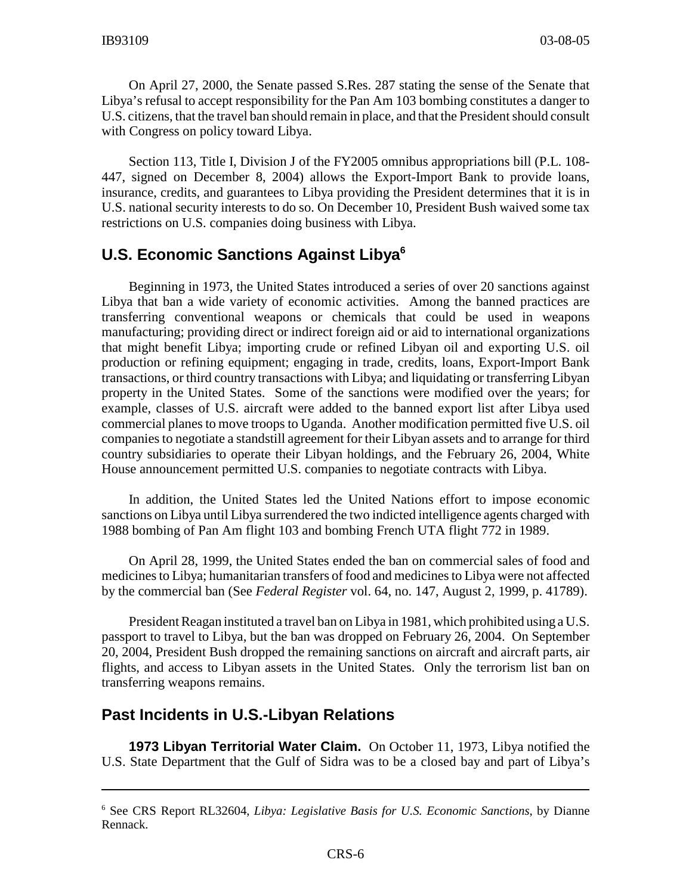On April 27, 2000, the Senate passed S.Res. 287 stating the sense of the Senate that Libya's refusal to accept responsibility for the Pan Am 103 bombing constitutes a danger to U.S. citizens, that the travel ban should remain in place, and that the President should consult with Congress on policy toward Libya.

Section 113, Title I, Division J of the FY2005 omnibus appropriations bill (P.L. 108-447, signed on December 8, 2004) allows the Export-Import Bank to provide loans, insurance, credits, and guarantees to Libya providing the President determines that it is in U.S. national security interests to do so. On December 10, President Bush waived some tax restrictions on U.S. companies doing business with Libya.

## U.S. Economic Sanctions Against Libya[6]

Beginning in 1973, the United States introduced a series of over 20 sanctions against Libya that ban a wide variety of economic activities. Among the banned practices are transferring conventional weapons or chemicals that could be used in weapons manufacturing; providing direct or indirect foreign aid or aid to international organizations that might benefit Libya; importing crude or refined Libyan oil and exporting U.S. oil production or refining equipment; engaging in trade, credits, loans, Export-Import Bank transactions, or third country transactions with Libya; and liquidating or transferring Libyan property in the United States. Some of the sanctions were modified over the years; for example, classes of U.S. aircraft were added to the banned export list after Libya used commercial planes to move troops to Uganda. Another modification permitted five U.S. oil companies to negotiate a standstill agreement for their Libyan assets and to arrange for third country subsidiaries to operate their Libyan holdings, and the February 26, 2004, White House announcement permitted U.S. companies to negotiate contracts with Libya.

In addition, the United States led the United Nations effort to impose economic sanctions on Libya until Libya surrendered the two indicted intelligence agents charged with 1988 bombing of Pan Am flight 103 and bombing French UTA flight 772 in 1989.

On April 28, 1999, the United States ended the ban on commercial sales of food and medicines to Libya; humanitarian transfers of food and medicines to Libya were not affected by the commercial ban (See *Federal Register* vol. 64, no. 147, August 2, 1999, p. 41789).

President Reagan instituted a travel ban on Libya in 1981, which prohibited using a U.S. passport to travel to Libya, but the ban was dropped on February 26, 2004. On September 20, 2004, President Bush dropped the remaining sanctions on aircraft and aircraft parts, air flights, and access to Libyan assets in the United States. Only the terrorism list ban on transferring weapons remains.

## Past Incidents in U.S.-Libyan Relations

**1973 Libyan Territorial Water Claim.** On October 11, 1973, Libya notified the U.S. State Department that the Gulf of Sidra was to be a closed bay and part of Libya's

---

[6] See CRS Report RL32604, *Libya: Legislative Basis for U.S. Economic Sanctions*, by Dianne Rennack.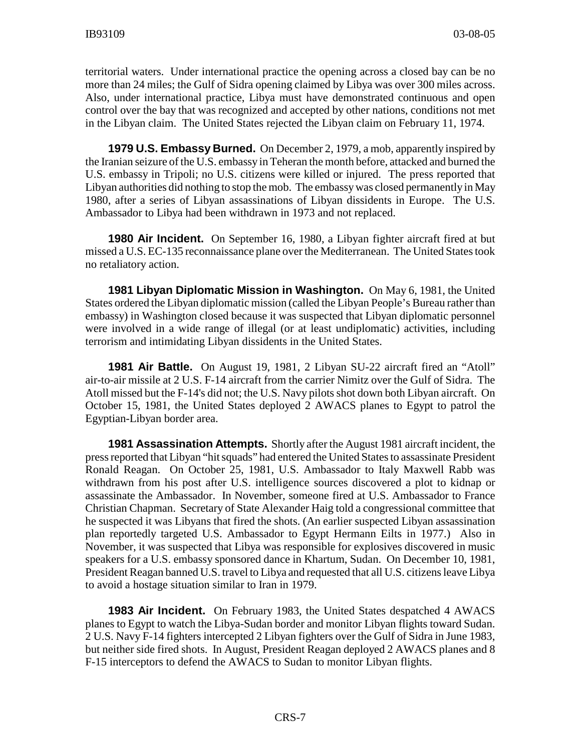territorial waters. Under international practice the opening across a closed bay can be no more than 24 miles; the Gulf of Sidra opening claimed by Libya was over 300 miles across. Also, under international practice, Libya must have demonstrated continuous and open control over the bay that was recognized and accepted by other nations, conditions not met in the Libyan claim. The United States rejected the Libyan claim on February 11, 1974.

**1979 U.S. Embassy Burned.** On December 2, 1979, a mob, apparently inspired by the Iranian seizure of the U.S. embassy in Teheran the month before, attacked and burned the U.S. embassy in Tripoli; no U.S. citizens were killed or injured. The press reported that Libyan authorities did nothing to stop the mob. The embassy was closed permanently in May 1980, after a series of Libyan assassinations of Libyan dissidents in Europe. The U.S. Ambassador to Libya had been withdrawn in 1973 and not replaced.

**1980 Air Incident.** On September 16, 1980, a Libyan fighter aircraft fired at but missed a U.S. EC-135 reconnaissance plane over the Mediterranean. The United States took no retaliatory action.

**1981 Libyan Diplomatic Mission in Washington.** On May 6, 1981, the United States ordered the Libyan diplomatic mission (called the Libyan People's Bureau rather than embassy) in Washington closed because it was suspected that Libyan diplomatic personnel were involved in a wide range of illegal (or at least undiplomatic) activities, including terrorism and intimidating Libyan dissidents in the United States.

**1981 Air Battle.** On August 19, 1981, 2 Libyan SU-22 aircraft fired an "Atoll" air-to-air missile at 2 U.S. F-14 aircraft from the carrier Nimitz over the Gulf of Sidra. The Atoll missed but the F-14's did not; the U.S. Navy pilots shot down both Libyan aircraft. On October 15, 1981, the United States deployed 2 AWACS planes to Egypt to patrol the Egyptian-Libyan border area.

**1981 Assassination Attempts.** Shortly after the August 1981 aircraft incident, the press reported that Libyan "hit squads" had entered the United States to assassinate President Ronald Reagan. On October 25, 1981, U.S. Ambassador to Italy Maxwell Rabb was withdrawn from his post after U.S. intelligence sources discovered a plot to kidnap or assassinate the Ambassador. In November, someone fired at U.S. Ambassador to France Christian Chapman. Secretary of State Alexander Haig told a congressional committee that he suspected it was Libyans that fired the shots. (An earlier suspected Libyan assassination plan reportedly targeted U.S. Ambassador to Egypt Hermann Eilts in 1977.) Also in November, it was suspected that Libya was responsible for explosives discovered in music speakers for a U.S. embassy sponsored dance in Khartum, Sudan. On December 10, 1981, President Reagan banned U.S. travel to Libya and requested that all U.S. citizens leave Libya to avoid a hostage situation similar to Iran in 1979.

**1983 Air Incident.** On February 1983, the United States despatched 4 AWACS planes to Egypt to watch the Libya-Sudan border and monitor Libyan flights toward Sudan. 2 U.S. Navy F-14 fighters intercepted 2 Libyan fighters over the Gulf of Sidra in June 1983, but neither side fired shots. In August, President Reagan deployed 2 AWACS planes and 8 F-15 interceptors to defend the AWACS to Sudan to monitor Libyan flights.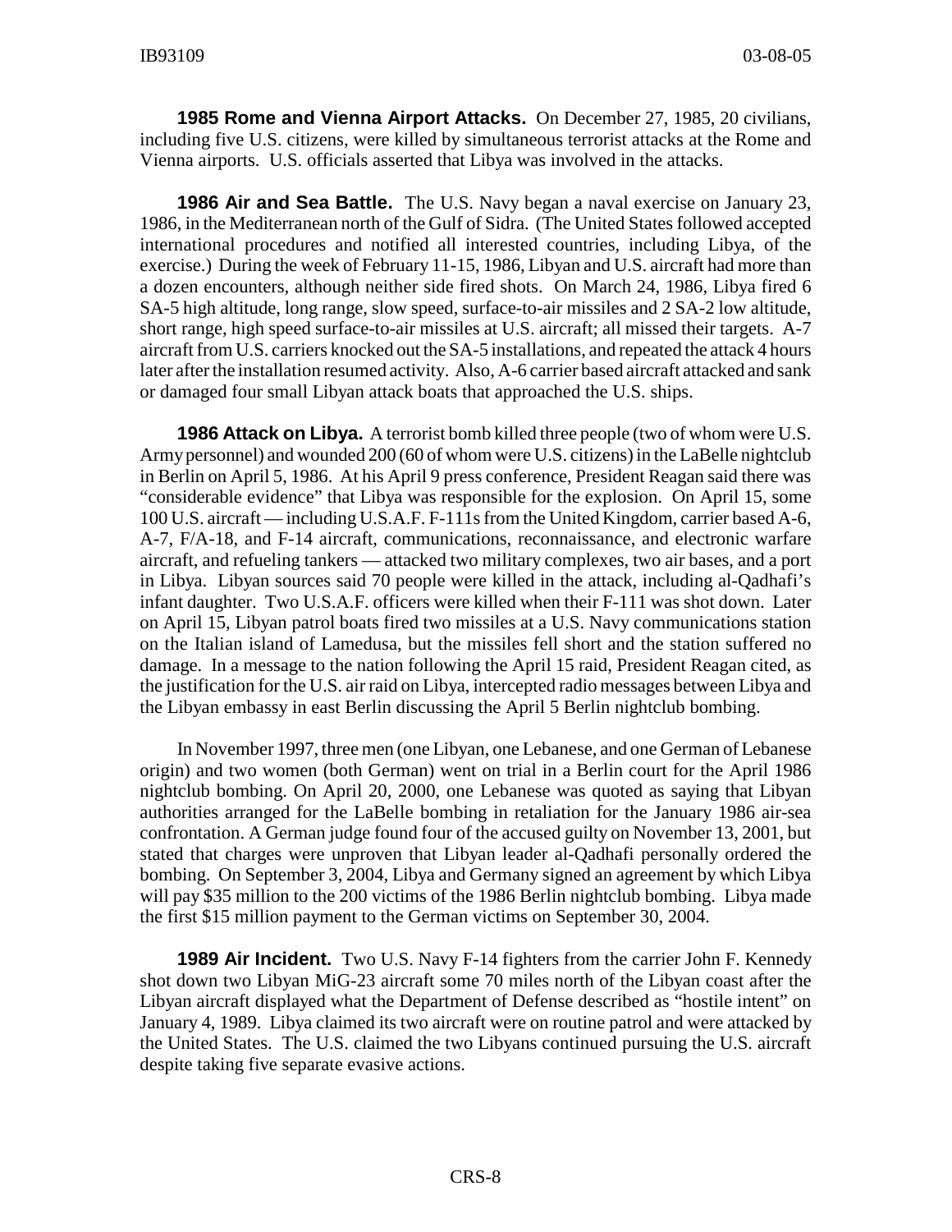**1985 Rome and Vienna Airport Attacks.** On December 27, 1985, 20 civilians, including five U.S. citizens, were killed by simultaneous terrorist attacks at the Rome and Vienna airports. U.S. officials asserted that Libya was involved in the attacks.

**1986 Air and Sea Battle.** The U.S. Navy began a naval exercise on January 23, 1986, in the Mediterranean north of the Gulf of Sidra. (The United States followed accepted international procedures and notified all interested countries, including Libya, of the exercise.) During the week of February 11-15, 1986, Libyan and U.S. aircraft had more than a dozen encounters, although neither side fired shots. On March 24, 1986, Libya fired 6 SA-5 high altitude, long range, slow speed, surface-to-air missiles and 2 SA-2 low altitude, short range, high speed surface-to-air missiles at U.S. aircraft; all missed their targets. A-7 aircraft from U.S. carriers knocked out the SA-5 installations, and repeated the attack 4 hours later after the installation resumed activity. Also, A-6 carrier based aircraft attacked and sank or damaged four small Libyan attack boats that approached the U.S. ships.

**1986 Attack on Libya.** A terrorist bomb killed three people (two of whom were U.S. Army personnel) and wounded 200 (60 of whom were U.S. citizens) in the LaBelle nightclub in Berlin on April 5, 1986. At his April 9 press conference, President Reagan said there was "considerable evidence" that Libya was responsible for the explosion. On April 15, some 100 U.S. aircraft — including U.S.A.F. F-111s from the United Kingdom, carrier based A-6, A-7, F/A-18, and F-14 aircraft, communications, reconnaissance, and electronic warfare aircraft, and refueling tankers — attacked two military complexes, two air bases, and a port in Libya. Libyan sources said 70 people were killed in the attack, including al-Qadhafi's infant daughter. Two U.S.A.F. officers were killed when their F-111 was shot down. Later on April 15, Libyan patrol boats fired two missiles at a U.S. Navy communications station on the Italian island of Lamedusa, but the missiles fell short and the station suffered no damage. In a message to the nation following the April 15 raid, President Reagan cited, as the justification for the U.S. air raid on Libya, intercepted radio messages between Libya and the Libyan embassy in east Berlin discussing the April 5 Berlin nightclub bombing.

In November 1997, three men (one Libyan, one Lebanese, and one German of Lebanese origin) and two women (both German) went on trial in a Berlin court for the April 1986 nightclub bombing. On April 20, 2000, one Lebanese was quoted as saying that Libyan authorities arranged for the LaBelle bombing in retaliation for the January 1986 air-sea confrontation. A German judge found four of the accused guilty on November 13, 2001, but stated that charges were unproven that Libyan leader al-Qadhafi personally ordered the bombing. On September 3, 2004, Libya and Germany signed an agreement by which Libya will pay $35 million to the 200 victims of the 1986 Berlin nightclub bombing. Libya made the first $15 million payment to the German victims on September 30, 2004.

**1989 Air Incident.** Two U.S. Navy F-14 fighters from the carrier John F. Kennedy shot down two Libyan MiG-23 aircraft some 70 miles north of the Libyan coast after the Libyan aircraft displayed what the Department of Defense described as "hostile intent" on January 4, 1989. Libya claimed its two aircraft were on routine patrol and were attacked by the United States. The U.S. claimed the two Libyans continued pursuing the U.S. aircraft despite taking five separate evasive actions.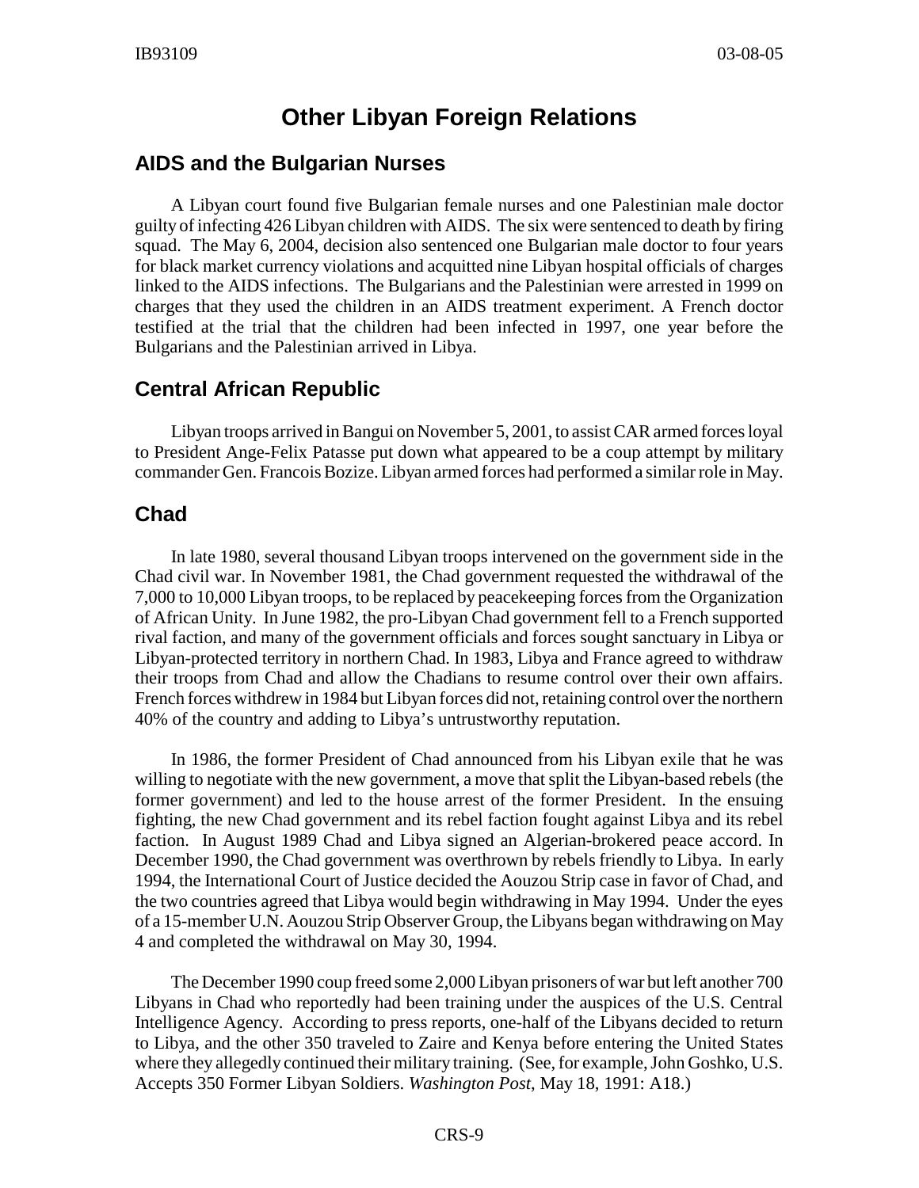# Other Libyan Foreign Relations

## AIDS and the Bulgarian Nurses

A Libyan court found five Bulgarian female nurses and one Palestinian male doctor guilty of infecting 426 Libyan children with AIDS. The six were sentenced to death by firing squad. The May 6, 2004, decision also sentenced one Bulgarian male doctor to four years for black market currency violations and acquitted nine Libyan hospital officials of charges linked to the AIDS infections. The Bulgarians and the Palestinian were arrested in 1999 on charges that they used the children in an AIDS treatment experiment. A French doctor testified at the trial that the children had been infected in 1997, one year before the Bulgarians and the Palestinian arrived in Libya.

## Central African Republic

Libyan troops arrived in Bangui on November 5, 2001, to assist CAR armed forces loyal to President Ange-Felix Patasse put down what appeared to be a coup attempt by military commander Gen. Francois Bozize. Libyan armed forces had performed a similar role in May.

## Chad

In late 1980, several thousand Libyan troops intervened on the government side in the Chad civil war. In November 1981, the Chad government requested the withdrawal of the 7,000 to 10,000 Libyan troops, to be replaced by peacekeeping forces from the Organization of African Unity. In June 1982, the pro-Libyan Chad government fell to a French supported rival faction, and many of the government officials and forces sought sanctuary in Libya or Libyan-protected territory in northern Chad. In 1983, Libya and France agreed to withdraw their troops from Chad and allow the Chadians to resume control over their own affairs. French forces withdrew in 1984 but Libyan forces did not, retaining control over the northern 40% of the country and adding to Libya's untrustworthy reputation.

In 1986, the former President of Chad announced from his Libyan exile that he was willing to negotiate with the new government, a move that split the Libyan-based rebels (the former government) and led to the house arrest of the former President. In the ensuing fighting, the new Chad government and its rebel faction fought against Libya and its rebel faction. In August 1989 Chad and Libya signed an Algerian-brokered peace accord. In December 1990, the Chad government was overthrown by rebels friendly to Libya. In early 1994, the International Court of Justice decided the Aouzou Strip case in favor of Chad, and the two countries agreed that Libya would begin withdrawing in May 1994. Under the eyes of a 15-member U.N. Aouzou Strip Observer Group, the Libyans began withdrawing on May 4 and completed the withdrawal on May 30, 1994.

The December 1990 coup freed some 2,000 Libyan prisoners of war but left another 700 Libyans in Chad who reportedly had been training under the auspices of the U.S. Central Intelligence Agency. According to press reports, one-half of the Libyans decided to return to Libya, and the other 350 traveled to Zaire and Kenya before entering the United States where they allegedly continued their military training. (See, for example, John Goshko, U.S. Accepts 350 Former Libyan Soldiers. *Washington Post*, May 18, 1991: A18.)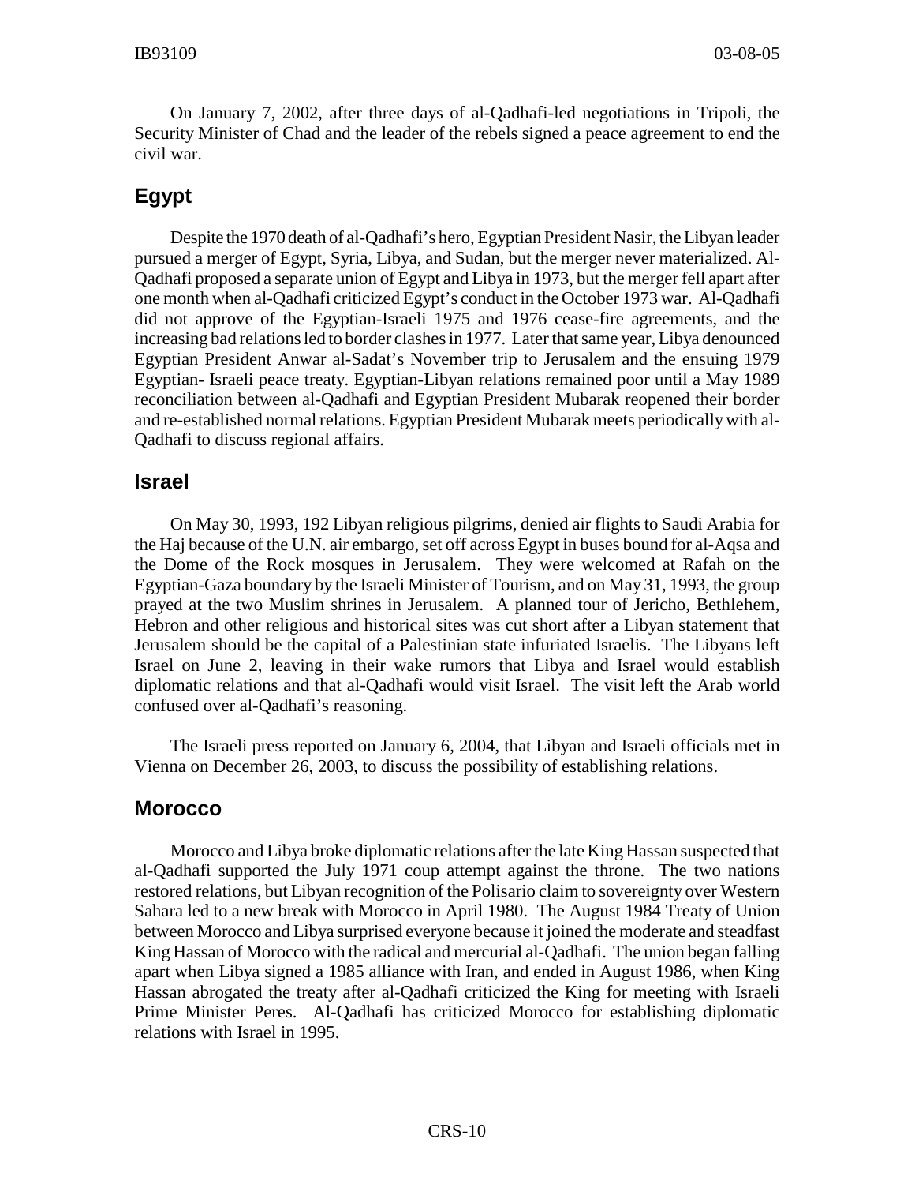On January 7, 2002, after three days of al-Qadhafi-led negotiations in Tripoli, the Security Minister of Chad and the leader of the rebels signed a peace agreement to end the civil war.

## Egypt

Despite the 1970 death of al-Qadhafi's hero, Egyptian President Nasir, the Libyan leader pursued a merger of Egypt, Syria, Libya, and Sudan, but the merger never materialized. Al-Qadhafi proposed a separate union of Egypt and Libya in 1973, but the merger fell apart after one month when al-Qadhafi criticized Egypt's conduct in the October 1973 war. Al-Qadhafi did not approve of the Egyptian-Israeli 1975 and 1976 cease-fire agreements, and the increasing bad relations led to border clashes in 1977. Later that same year, Libya denounced Egyptian President Anwar al-Sadat's November trip to Jerusalem and the ensuing 1979 Egyptian- Israeli peace treaty. Egyptian-Libyan relations remained poor until a May 1989 reconciliation between al-Qadhafi and Egyptian President Mubarak reopened their border and re-established normal relations. Egyptian President Mubarak meets periodically with al-Qadhafi to discuss regional affairs.

## Israel

On May 30, 1993, 192 Libyan religious pilgrims, denied air flights to Saudi Arabia for the Haj because of the U.N. air embargo, set off across Egypt in buses bound for al-Aqsa and the Dome of the Rock mosques in Jerusalem. They were welcomed at Rafah on the Egyptian-Gaza boundary by the Israeli Minister of Tourism, and on May 31, 1993, the group prayed at the two Muslim shrines in Jerusalem. A planned tour of Jericho, Bethlehem, Hebron and other religious and historical sites was cut short after a Libyan statement that Jerusalem should be the capital of a Palestinian state infuriated Israelis. The Libyans left Israel on June 2, leaving in their wake rumors that Libya and Israel would establish diplomatic relations and that al-Qadhafi would visit Israel. The visit left the Arab world confused over al-Qadhafi's reasoning.

The Israeli press reported on January 6, 2004, that Libyan and Israeli officials met in Vienna on December 26, 2003, to discuss the possibility of establishing relations.

## Morocco

Morocco and Libya broke diplomatic relations after the late King Hassan suspected that al-Qadhafi supported the July 1971 coup attempt against the throne. The two nations restored relations, but Libyan recognition of the Polisario claim to sovereignty over Western Sahara led to a new break with Morocco in April 1980. The August 1984 Treaty of Union between Morocco and Libya surprised everyone because it joined the moderate and steadfast King Hassan of Morocco with the radical and mercurial al-Qadhafi. The union began falling apart when Libya signed a 1985 alliance with Iran, and ended in August 1986, when King Hassan abrogated the treaty after al-Qadhafi criticized the King for meeting with Israeli Prime Minister Peres. Al-Qadhafi has criticized Morocco for establishing diplomatic relations with Israel in 1995.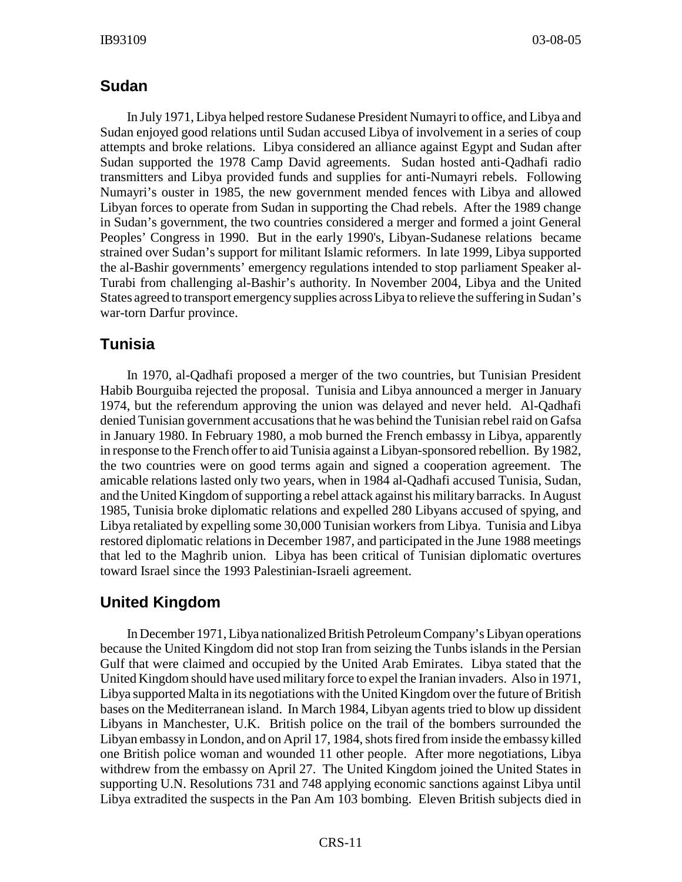## Sudan

In July 1971, Libya helped restore Sudanese President Numayri to office, and Libya and Sudan enjoyed good relations until Sudan accused Libya of involvement in a series of coup attempts and broke relations. Libya considered an alliance against Egypt and Sudan after Sudan supported the 1978 Camp David agreements. Sudan hosted anti-Qadhafi radio transmitters and Libya provided funds and supplies for anti-Numayri rebels. Following Numayri's ouster in 1985, the new government mended fences with Libya and allowed Libyan forces to operate from Sudan in supporting the Chad rebels. After the 1989 change in Sudan's government, the two countries considered a merger and formed a joint General Peoples' Congress in 1990. But in the early 1990's, Libyan-Sudanese relations became strained over Sudan's support for militant Islamic reformers. In late 1999, Libya supported the al-Bashir governments' emergency regulations intended to stop parliament Speaker al-Turabi from challenging al-Bashir's authority. In November 2004, Libya and the United States agreed to transport emergency supplies across Libya to relieve the suffering in Sudan's war-torn Darfur province.

## Tunisia

In 1970, al-Qadhafi proposed a merger of the two countries, but Tunisian President Habib Bourguiba rejected the proposal. Tunisia and Libya announced a merger in January 1974, but the referendum approving the union was delayed and never held. Al-Qadhafi denied Tunisian government accusations that he was behind the Tunisian rebel raid on Gafsa in January 1980. In February 1980, a mob burned the French embassy in Libya, apparently in response to the French offer to aid Tunisia against a Libyan-sponsored rebellion. By 1982, the two countries were on good terms again and signed a cooperation agreement. The amicable relations lasted only two years, when in 1984 al-Qadhafi accused Tunisia, Sudan, and the United Kingdom of supporting a rebel attack against his military barracks. In August 1985, Tunisia broke diplomatic relations and expelled 280 Libyans accused of spying, and Libya retaliated by expelling some 30,000 Tunisian workers from Libya. Tunisia and Libya restored diplomatic relations in December 1987, and participated in the June 1988 meetings that led to the Maghrib union. Libya has been critical of Tunisian diplomatic overtures toward Israel since the 1993 Palestinian-Israeli agreement.

## United Kingdom

In December 1971, Libya nationalized British Petroleum Company's Libyan operations because the United Kingdom did not stop Iran from seizing the Tunbs islands in the Persian Gulf that were claimed and occupied by the United Arab Emirates. Libya stated that the United Kingdom should have used military force to expel the Iranian invaders. Also in 1971, Libya supported Malta in its negotiations with the United Kingdom over the future of British bases on the Mediterranean island. In March 1984, Libyan agents tried to blow up dissident Libyans in Manchester, U.K. British police on the trail of the bombers surrounded the Libyan embassy in London, and on April 17, 1984, shots fired from inside the embassy killed one British police woman and wounded 11 other people. After more negotiations, Libya withdrew from the embassy on April 27. The United Kingdom joined the United States in supporting U.N. Resolutions 731 and 748 applying economic sanctions against Libya until Libya extradited the suspects in the Pan Am 103 bombing. Eleven British subjects died in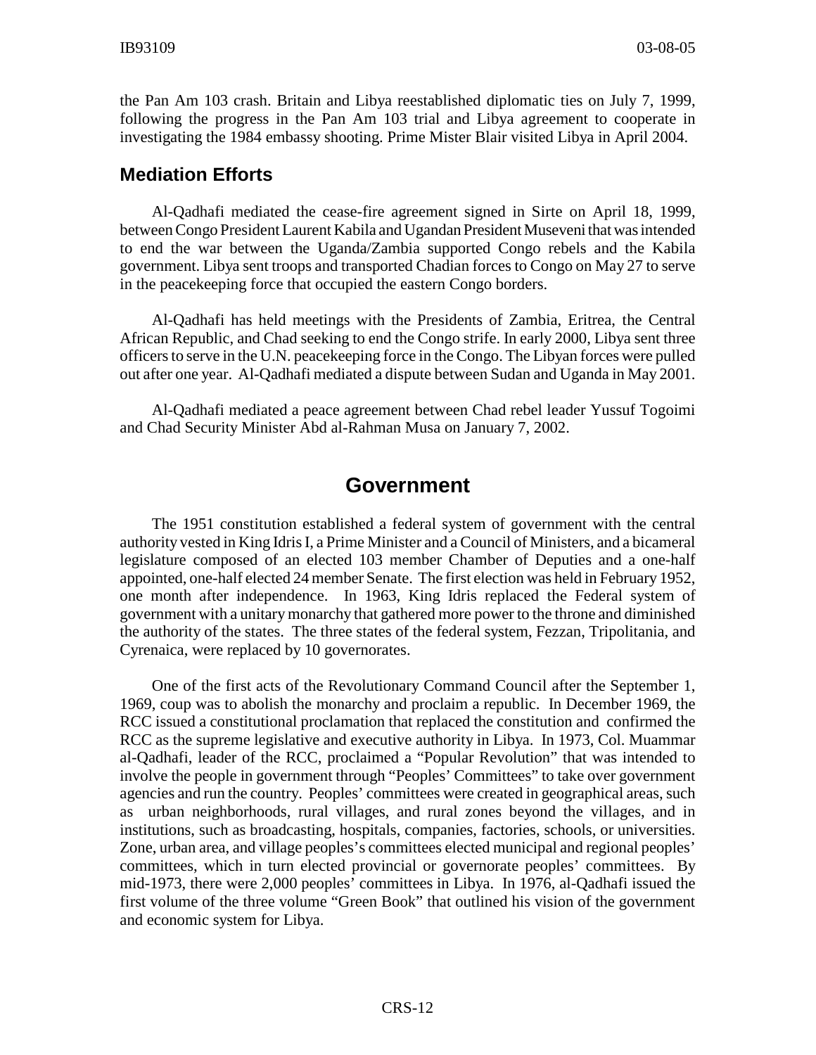the Pan Am 103 crash. Britain and Libya reestablished diplomatic ties on July 7, 1999, following the progress in the Pan Am 103 trial and Libya agreement to cooperate in investigating the 1984 embassy shooting. Prime Mister Blair visited Libya in April 2004.

### Mediation Efforts

Al-Qadhafi mediated the cease-fire agreement signed in Sirte on April 18, 1999, between Congo President Laurent Kabila and Ugandan President Museveni that was intended to end the war between the Uganda/Zambia supported Congo rebels and the Kabila government. Libya sent troops and transported Chadian forces to Congo on May 27 to serve in the peacekeeping force that occupied the eastern Congo borders.

Al-Qadhafi has held meetings with the Presidents of Zambia, Eritrea, the Central African Republic, and Chad seeking to end the Congo strife. In early 2000, Libya sent three officers to serve in the U.N. peacekeeping force in the Congo. The Libyan forces were pulled out after one year. Al-Qadhafi mediated a dispute between Sudan and Uganda in May 2001.

Al-Qadhafi mediated a peace agreement between Chad rebel leader Yussuf Togoimi and Chad Security Minister Abd al-Rahman Musa on January 7, 2002.

## Government

The 1951 constitution established a federal system of government with the central authority vested in King Idris I, a Prime Minister and a Council of Ministers, and a bicameral legislature composed of an elected 103 member Chamber of Deputies and a one-half appointed, one-half elected 24 member Senate. The first election was held in February 1952, one month after independence. In 1963, King Idris replaced the Federal system of government with a unitary monarchy that gathered more power to the throne and diminished the authority of the states. The three states of the federal system, Fezzan, Tripolitania, and Cyrenaica, were replaced by 10 governorates.

One of the first acts of the Revolutionary Command Council after the September 1, 1969, coup was to abolish the monarchy and proclaim a republic. In December 1969, the RCC issued a constitutional proclamation that replaced the constitution and confirmed the RCC as the supreme legislative and executive authority in Libya. In 1973, Col. Muammar al-Qadhafi, leader of the RCC, proclaimed a "Popular Revolution" that was intended to involve the people in government through "Peoples' Committees" to take over government agencies and run the country. Peoples' committees were created in geographical areas, such as urban neighborhoods, rural villages, and rural zones beyond the villages, and in institutions, such as broadcasting, hospitals, companies, factories, schools, or universities. Zone, urban area, and village peoples's committees elected municipal and regional peoples' committees, which in turn elected provincial or governorate peoples' committees. By mid-1973, there were 2,000 peoples' committees in Libya. In 1976, al-Qadhafi issued the first volume of the three volume "Green Book" that outlined his vision of the government and economic system for Libya.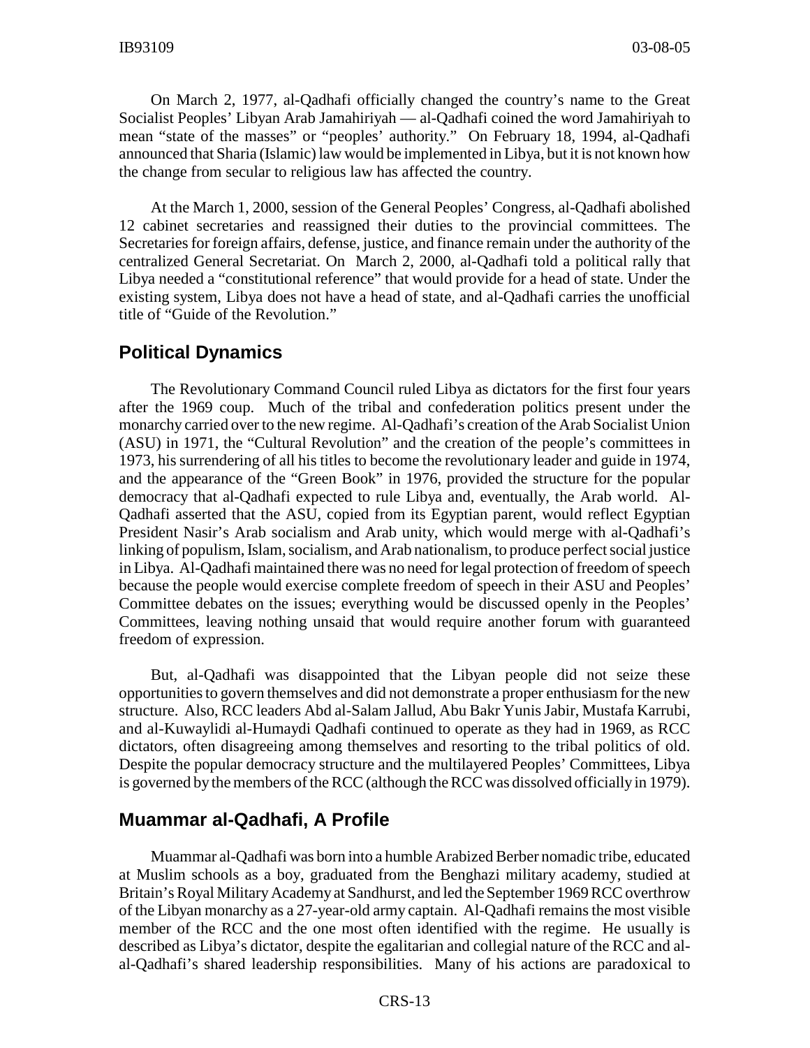On March 2, 1977, al-Qadhafi officially changed the country's name to the Great Socialist Peoples' Libyan Arab Jamahiriyah — al-Qadhafi coined the word Jamahiriyah to mean "state of the masses" or "peoples' authority." On February 18, 1994, al-Qadhafi announced that Sharia (Islamic) law would be implemented in Libya, but it is not known how the change from secular to religious law has affected the country.

At the March 1, 2000, session of the General Peoples' Congress, al-Qadhafi abolished 12 cabinet secretaries and reassigned their duties to the provincial committees. The Secretaries for foreign affairs, defense, justice, and finance remain under the authority of the centralized General Secretariat. On March 2, 2000, al-Qadhafi told a political rally that Libya needed a "constitutional reference" that would provide for a head of state. Under the existing system, Libya does not have a head of state, and al-Qadhafi carries the unofficial title of "Guide of the Revolution."

## Political Dynamics

The Revolutionary Command Council ruled Libya as dictators for the first four years after the 1969 coup. Much of the tribal and confederation politics present under the monarchy carried over to the new regime. Al-Qadhafi's creation of the Arab Socialist Union (ASU) in 1971, the "Cultural Revolution" and the creation of the people's committees in 1973, his surrendering of all his titles to become the revolutionary leader and guide in 1974, and the appearance of the "Green Book" in 1976, provided the structure for the popular democracy that al-Qadhafi expected to rule Libya and, eventually, the Arab world. Al-Qadhafi asserted that the ASU, copied from its Egyptian parent, would reflect Egyptian President Nasir's Arab socialism and Arab unity, which would merge with al-Qadhafi's linking of populism, Islam, socialism, and Arab nationalism, to produce perfect social justice in Libya. Al-Qadhafi maintained there was no need for legal protection of freedom of speech because the people would exercise complete freedom of speech in their ASU and Peoples' Committee debates on the issues; everything would be discussed openly in the Peoples' Committees, leaving nothing unsaid that would require another forum with guaranteed freedom of expression.

But, al-Qadhafi was disappointed that the Libyan people did not seize these opportunities to govern themselves and did not demonstrate a proper enthusiasm for the new structure. Also, RCC leaders Abd al-Salam Jallud, Abu Bakr Yunis Jabir, Mustafa Karrubi, and al-Kuwaylidi al-Humaydi Qadhafi continued to operate as they had in 1969, as RCC dictators, often disagreeing among themselves and resorting to the tribal politics of old. Despite the popular democracy structure and the multilayered Peoples' Committees, Libya is governed by the members of the RCC (although the RCC was dissolved officially in 1979).

## Muammar al-Qadhafi, A Profile

Muammar al-Qadhafi was born into a humble Arabized Berber nomadic tribe, educated at Muslim schools as a boy, graduated from the Benghazi military academy, studied at Britain's Royal Military Academy at Sandhurst, and led the September 1969 RCC overthrow of the Libyan monarchy as a 27-year-old army captain. Al-Qadhafi remains the most visible member of the RCC and the one most often identified with the regime. He usually is described as Libya's dictator, despite the egalitarian and collegial nature of the RCC and al-al-Qadhafi's shared leadership responsibilities. Many of his actions are paradoxical to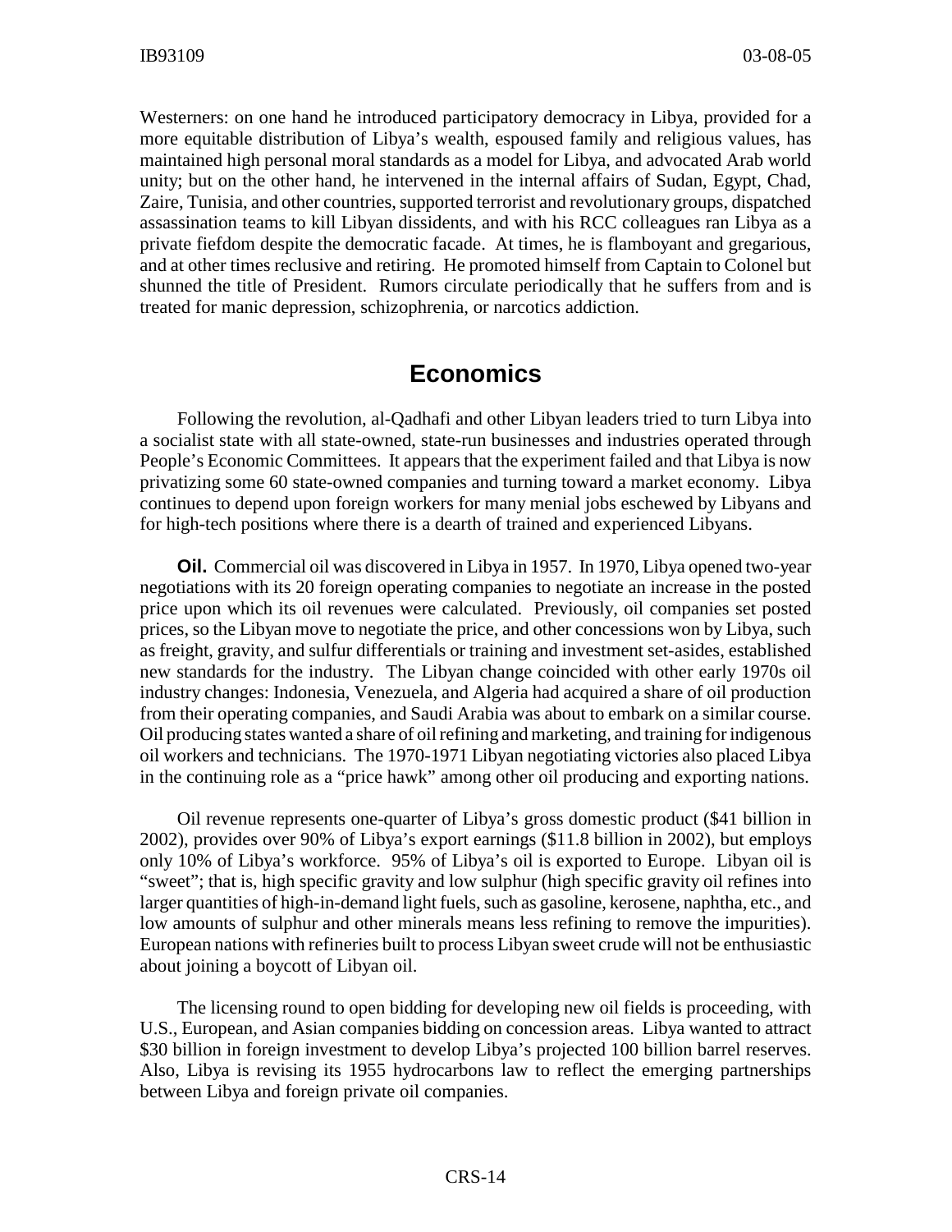Westerners: on one hand he introduced participatory democracy in Libya, provided for a more equitable distribution of Libya's wealth, espoused family and religious values, has maintained high personal moral standards as a model for Libya, and advocated Arab world unity; but on the other hand, he intervened in the internal affairs of Sudan, Egypt, Chad, Zaire, Tunisia, and other countries, supported terrorist and revolutionary groups, dispatched assassination teams to kill Libyan dissidents, and with his RCC colleagues ran Libya as a private fiefdom despite the democratic facade. At times, he is flamboyant and gregarious, and at other times reclusive and retiring. He promoted himself from Captain to Colonel but shunned the title of President. Rumors circulate periodically that he suffers from and is treated for manic depression, schizophrenia, or narcotics addiction.

## Economics

Following the revolution, al-Qadhafi and other Libyan leaders tried to turn Libya into a socialist state with all state-owned, state-run businesses and industries operated through People's Economic Committees. It appears that the experiment failed and that Libya is now privatizing some 60 state-owned companies and turning toward a market economy. Libya continues to depend upon foreign workers for many menial jobs eschewed by Libyans and for high-tech positions where there is a dearth of trained and experienced Libyans.

**Oil.** Commercial oil was discovered in Libya in 1957. In 1970, Libya opened two-year negotiations with its 20 foreign operating companies to negotiate an increase in the posted price upon which its oil revenues were calculated. Previously, oil companies set posted prices, so the Libyan move to negotiate the price, and other concessions won by Libya, such as freight, gravity, and sulfur differentials or training and investment set-asides, established new standards for the industry. The Libyan change coincided with other early 1970s oil industry changes: Indonesia, Venezuela, and Algeria had acquired a share of oil production from their operating companies, and Saudi Arabia was about to embark on a similar course. Oil producing states wanted a share of oil refining and marketing, and training for indigenous oil workers and technicians. The 1970-1971 Libyan negotiating victories also placed Libya in the continuing role as a "price hawk" among other oil producing and exporting nations.

Oil revenue represents one-quarter of Libya's gross domestic product ($41 billion in 2002), provides over 90% of Libya's export earnings ($11.8 billion in 2002), but employs only 10% of Libya's workforce. 95% of Libya's oil is exported to Europe. Libyan oil is "sweet"; that is, high specific gravity and low sulphur (high specific gravity oil refines into larger quantities of high-in-demand light fuels, such as gasoline, kerosene, naphtha, etc., and low amounts of sulphur and other minerals means less refining to remove the impurities). European nations with refineries built to process Libyan sweet crude will not be enthusiastic about joining a boycott of Libyan oil.

The licensing round to open bidding for developing new oil fields is proceeding, with U.S., European, and Asian companies bidding on concession areas. Libya wanted to attract $30 billion in foreign investment to develop Libya's projected 100 billion barrel reserves. Also, Libya is revising its 1955 hydrocarbons law to reflect the emerging partnerships between Libya and foreign private oil companies.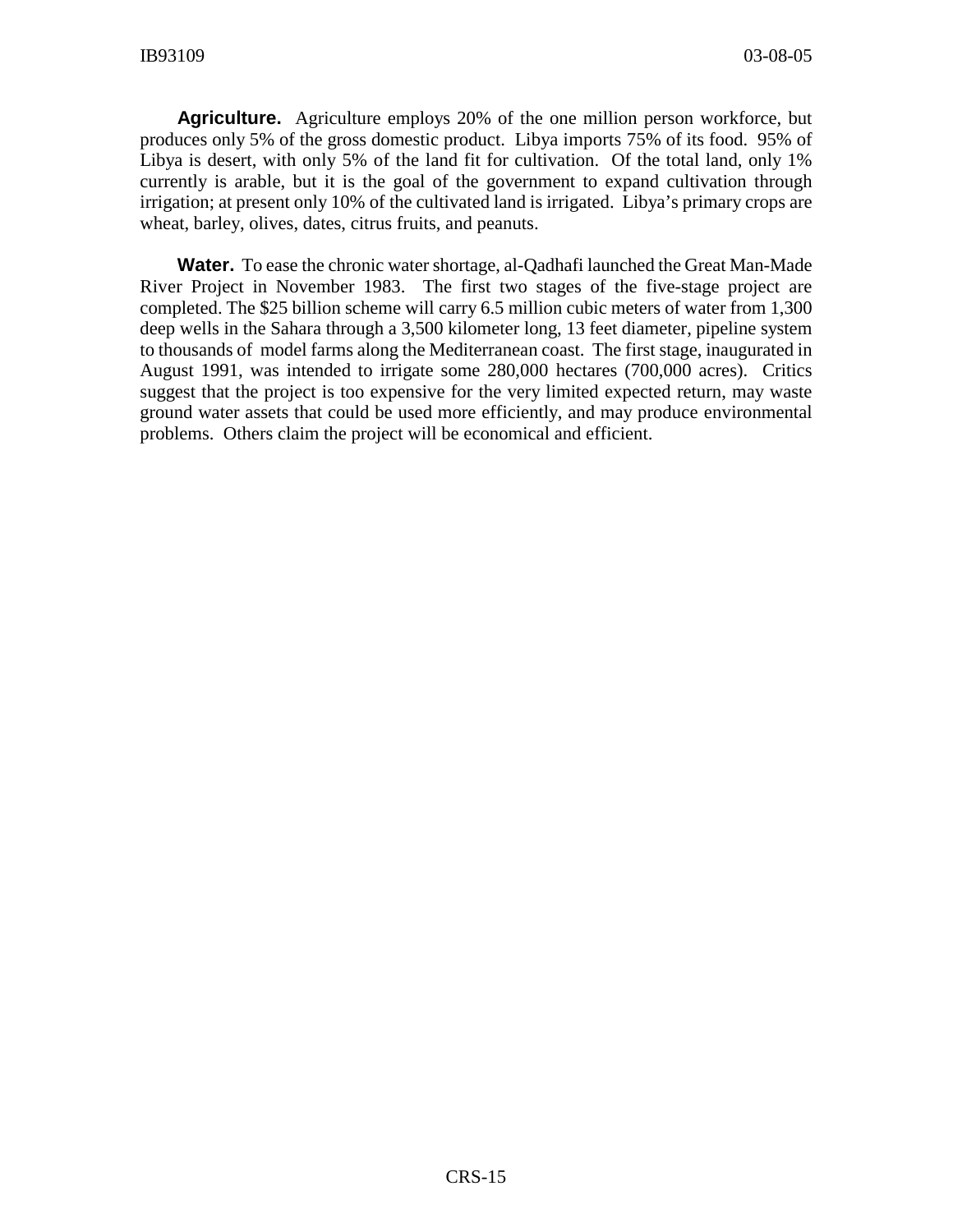**Agriculture.** Agriculture employs 20% of the one million person workforce, but produces only 5% of the gross domestic product. Libya imports 75% of its food. 95% of Libya is desert, with only 5% of the land fit for cultivation. Of the total land, only 1% currently is arable, but it is the goal of the government to expand cultivation through irrigation; at present only 10% of the cultivated land is irrigated. Libya's primary crops are wheat, barley, olives, dates, citrus fruits, and peanuts.

**Water.** To ease the chronic water shortage, al-Qadhafi launched the Great Man-Made River Project in November 1983. The first two stages of the five-stage project are completed. The $25 billion scheme will carry 6.5 million cubic meters of water from 1,300 deep wells in the Sahara through a 3,500 kilometer long, 13 feet diameter, pipeline system to thousands of model farms along the Mediterranean coast. The first stage, inaugurated in August 1991, was intended to irrigate some 280,000 hectares (700,000 acres). Critics suggest that the project is too expensive for the very limited expected return, may waste ground water assets that could be used more efficiently, and may produce environmental problems. Others claim the project will be economical and efficient.